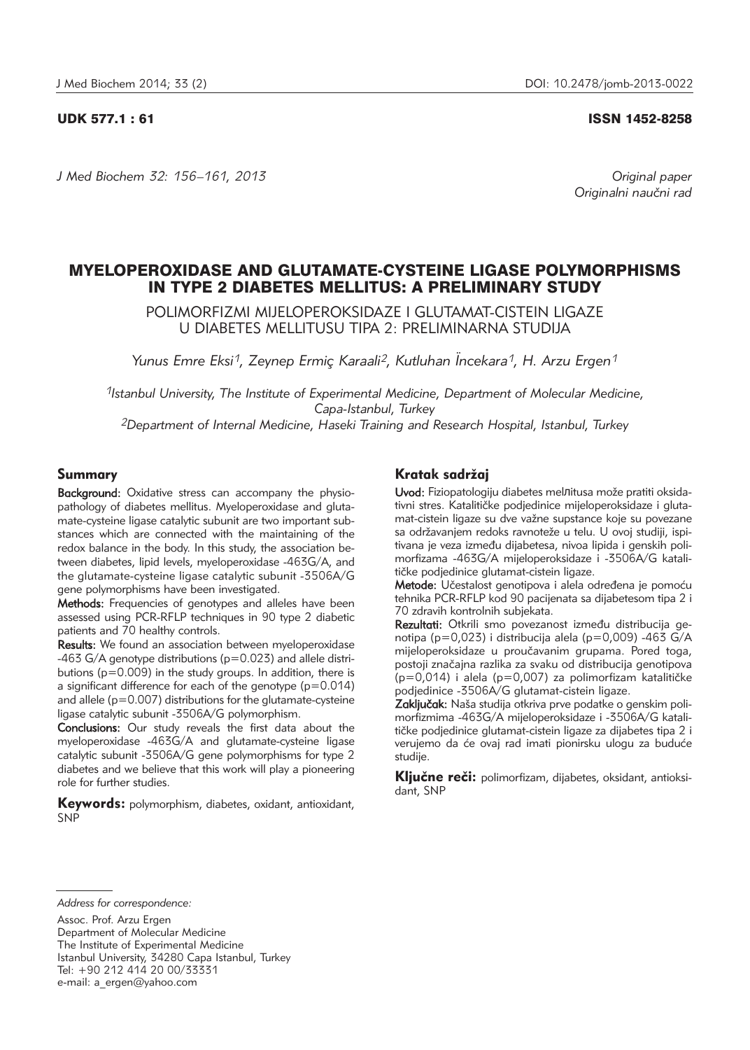UDK 577.1 : 61 ISSN 1452-8258

*J Med Biochem 32: 156–161, 2013*

*Original paper*
*Originalni naučni rad*

# MYELOPEROXIDASE AND GLUTAMATE-CYSTEINE LIGASE POLYMORPHISMS IN TYPE 2 DIABETES MELLITUS: A PRELIMINARY STUDY

## POLIMORFIZMI MIJELOPEROKSIDAZE I GLUTAMAT-CISTEIN LIGAZE U DIABETES MELLITUSU TIPA 2: PRELIMINARNA STUDIJA

*Yunus Emre Eksi[1], Zeynep Ermiç Karaali[2], Kutluhan İncekara[1], H. Arzu Ergen[1]*

*[1]Istanbul University, The Institute of Experimental Medicine, Department of Molecular Medicine, Capa-Istanbul, Turkey*
*[2]Department of Internal Medicine, Haseki Training and Research Hospital, Istanbul, Turkey*

## Summary

**Background:** Oxidative stress can accompany the physiopathology of diabetes mellitus. Myeloperoxidase and glutamate-cysteine ligase catalytic subunit are two important substances which are connected with the maintaining of the redox balance in the body. In this study, the association between diabetes, lipid levels, myeloperoxidase -463G/A, and the glutamate-cysteine ligase catalytic subunit -3506A/G gene polymorphisms have been investigated.

**Methods:** Frequencies of genotypes and alleles have been assessed using PCR-RFLP techniques in 90 type 2 diabetic patients and 70 healthy controls.

**Results:** We found an association between myeloperoxidase -463 G/A genotype distributions (p=0.023) and allele distributions (p=0.009) in the study groups. In addition, there is a significant difference for each of the genotype (p=0.014) and allele (p=0.007) distributions for the glutamate-cysteine ligase catalytic subunit -3506A/G polymorphism.

**Conclusions:** Our study reveals the first data about the myeloperoxidase -463G/A and glutamate-cysteine ligase catalytic subunit -3506A/G gene polymorphisms for type 2 diabetes and we believe that this work will play a pioneering role for further studies.

**Keywords:** polymorphism, diabetes, oxidant, antioxidant, SNP

## Kratak sadržaj

**Uvod:** Fiziopatologiju diabetes melлitusa može pratiti oksidativni stres. Katalitičke podjedinice mijeloperoksidaze i glutamat-cistein ligaze su dve važne supstance koje su povezane sa održavanjem redoks ravnoteže u telu. U ovoj studiji, ispitivana je veza između dijabetesa, nivoa lipida i genskih polimorfizama -463G/A mijeloperoksidaze i -3506A/G katalitičke podjedinice glutamat-cistein ligaze.

**Metode:** Učestalost genotipova i alela određena je pomoću tehnika PCR-RFLP kod 90 pacijenata sa dijabetesom tipa 2 i 70 zdravih kontrolnih subjekata.

**Rezultati:** Otkrili smo povezanost između distribucija genotipa (p=0,023) i distribucija alela (p=0,009) -463 G/A mijeloperoksidaze u proučavanim grupama. Pored toga, postoji značajna razlika za svaku od distribucija genotipova (p=0,014) i alela (p=0,007) za polimorfizam katalitičke podjedinice -3506A/G glutamat-cistein ligaze.

**Zaključak:** Naša studija otkriva prve podatke o genskim polimorfizmima -463G/A mijeloperoksidaze i -3506A/G katalitičke podjedinice glutamat-cistein ligaze za dijabetes tipa 2 i verujemo da će ovaj rad imati pionirsku ulogu za buduće studije.

**Ključne reči:** polimorfizam, dijabetes, oksidant, antioksidant, SNP

*Address for correspondence:*

Assoc. Prof. Arzu Ergen
Department of Molecular Medicine
The Institute of Experimental Medicine
Istanbul University, 34280 Capa Istanbul, Turkey
Tel: +90 212 414 20 00/33331
e-mail: a_ergen@yahoo.com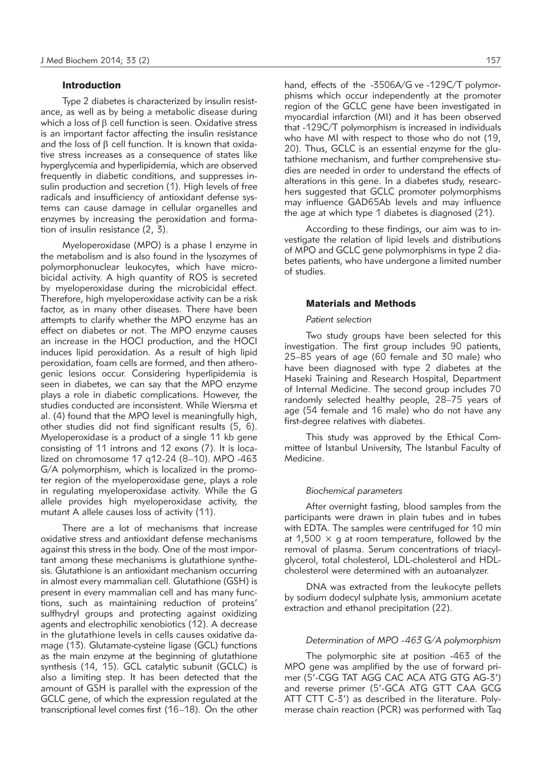## Introduction

Type 2 diabetes is characterized by insulin resistance, as well as by being a metabolic disease during which a loss of $\beta$ cell function is seen. Oxidative stress is an important factor affecting the insulin resistance and the loss of $\beta$ cell function. It is known that oxidative stress increases as a consequence of states like hyperglycemia and hyperlipidemia, which are observed frequently in diabetic conditions, and suppresses insulin production and secretion (1). High levels of free radicals and insufficiency of antioxidant defense systems can cause damage in cellular organelles and enzymes by increasing the peroxidation and formation of insulin resistance (2, 3).

Myeloperoxidase (MPO) is a phase I enzyme in the metabolism and is also found in the lysozymes of polymorphonuclear leukocytes, which have microbicidal activity. A high quantity of ROS is secreted by myeloperoxidase during the microbicidal effect. Therefore, high myeloperoxidase activity can be a risk factor, as in many other diseases. There have been attempts to clarify whether the MPO enzyme has an effect on diabetes or not. The MPO enzyme causes an increase in the HOCl production, and the HOCl induces lipid peroxidation. As a result of high lipid peroxidation, foam cells are formed, and then atherogenic lesions occur. Considering hyperlipidemia is seen in diabetes, we can say that the MPO enzyme plays a role in diabetic complications. However, the studies conducted are inconsistent. While Wiersma et al. (4) found that the MPO level is meaningfully high, other studies did not find significant results (5, 6). Myeloperoxidase is a product of a single 11 kb gene consisting of 11 introns and 12 exons (7). It is localized on chromosome 17 q12-24 (8–10). MPO -463 G/A polymorphism, which is localized in the promoter region of the myeloperoxidase gene, plays a role in regulating myeloperoxidase activity. While the G allele provides high myeloperoxidase activity, the mutant A allele causes loss of activity (11).

There are a lot of mechanisms that increase oxidative stress and antioxidant defense mechanisms against this stress in the body. One of the most important among these mechanisms is glutathione synthesis. Glutathione is an antioxidant mechanism occurring in almost every mammalian cell. Glutathione (GSH) is present in every mammalian cell and has many functions, such as maintaining reduction of proteins' sulfhydryl groups and protecting against oxidizing agents and electrophilic xenobiotics (12). A decrease in the glutathione levels in cells causes oxidative damage (13). Glutamate-cysteine ligase (GCL) functions as the main enzyme at the beginning of glutathione synthesis (14, 15). GCL catalytic subunit (GCLC) is also a limiting step. It has been detected that the amount of GSH is parallel with the expression of the GCLC gene, of which the expression regulated at the transcriptional level comes first (16–18). On the other hand, effects of the -3506A/G ve -129C/T polymorphisms which occur independently at the promoter region of the GCLC gene have been investigated in myocardial infarction (MI) and it has been observed that -129C/T polymorphism is increased in individuals who have MI with respect to those who do not (19, 20). Thus, GCLC is an essential enzyme for the glutathione mechanism, and further comprehensive studies are needed in order to understand the effects of alterations in this gene. In a diabetes study, researchers suggested that GCLC promoter polymorphisms may influence GAD65Ab levels and may influence the age at which type 1 diabetes is diagnosed (21).

According to these findings, our aim was to investigate the relation of lipid levels and distributions of MPO and GCLC gene polymorphisms in type 2 diabetes patients, who have undergone a limited number of studies.

## Materials and Methods

### *Patient selection*

Two study groups have been selected for this investigation. The first group includes 90 patients, 25–85 years of age (60 female and 30 male) who have been diagnosed with type 2 diabetes at the Haseki Training and Research Hospital, Department of Internal Medicine. The second group includes 70 randomly selected healthy people, 28–75 years of age (54 female and 16 male) who do not have any first-degree relatives with diabetes.

This study was approved by the Ethical Committee of Istanbul University, The Istanbul Faculty of Medicine.

### *Biochemical parameters*

After overnight fasting, blood samples from the participants were drawn in plain tubes and in tubes with EDTA. The samples were centrifuged for 10 min at 1,500 × g at room temperature, followed by the removal of plasma. Serum concentrations of triacylglycerol, total cholesterol, LDL-cholesterol and HDL-cholesterol were determined with an autoanalyzer.

DNA was extracted from the leukocyte pellets by sodium dodecyl sulphate lysis, ammonium acetate extraction and ethanol precipitation (22).

### *Determination of MPO -463 G/A polymorphism*

The polymorphic site at position -463 of the MPO gene was amplified by the use of forward primer (5′-CGG TAT AGG CAC ACA ATG GTG AG-3′) and reverse primer (5′-GCA ATG GTT CAA GCG ATT CTT C-3′) as described in the literature. Polymerase chain reaction (PCR) was performed with Taq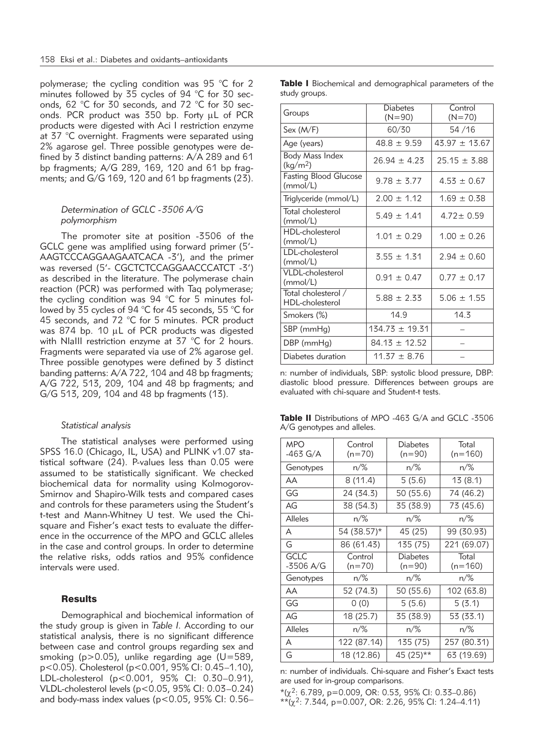polymerase; the cycling condition was 95 °C for 2 minutes followed by 35 cycles of 94 °C for 30 seconds, 62 °C for 30 seconds, and 72 °C for 30 seconds. PCR product was 350 bp. Forty μL of PCR products were digested with Aci I restriction enzyme at 37 °C overnight. Fragments were separated using 2% agarose gel. Three possible genotypes were defined by 3 distinct banding patterns: A/A 289 and 61 bp fragments; A/G 289, 169, 120 and 61 bp fragments; and G/G 169, 120 and 61 bp fragments (23).

#### *Determination of GCLC -3506 A/G polymorphism*

The promoter site at position -3506 of the GCLC gene was amplified using forward primer (5'-AAGTCCCAGGAAGAATCACA -3'), and the primer was reversed (5'- CGCTCTCCAGGAACCCATCT -3') as described in the literature. The polymerase chain reaction (PCR) was performed with Taq polymerase; the cycling condition was 94 °C for 5 minutes followed by 35 cycles of 94 °C for 45 seconds, 55 °C for 45 seconds, and 72 °C for 5 minutes. PCR product was 874 bp. 10 μL of PCR products was digested with NlaIII restriction enzyme at 37 °C for 2 hours. Fragments were separated via use of 2% agarose gel. Three possible genotypes were defined by 3 distinct banding patterns: A/A 722, 104 and 48 bp fragments; A/G 722, 513, 209, 104 and 48 bp fragments; and G/G 513, 209, 104 and 48 bp fragments (13).

#### *Statistical analysis*

The statistical analyses were performed using SPSS 16.0 (Chicago, IL, USA) and PLINK v1.07 statistical software (24). P-values less than 0.05 were assumed to be statistically significant. We checked biochemical data for normality using Kolmogorov-Smirnov and Shapiro-Wilk tests and compared cases and controls for these parameters using the Student's t-test and Mann-Whitney U test. We used the Chi-square and Fisher's exact tests to evaluate the difference in the occurrence of the MPO and GCLC alleles in the case and control groups. In order to determine the relative risks, odds ratios and 95% confidence intervals were used.

## **Results**

Demographical and biochemical information of the study group is given in *Table I*. According to our statistical analysis, there is no significant difference between case and control groups regarding sex and smoking ($p>0.05$), unlike regarding age ($U=589$, $p<0.05$). Cholesterol ($p<0.001$, 95% CI: 0.45–1.10), LDL-cholesterol ($p<0.001$, 95% CI: 0.30–0.91), VLDL-cholesterol levels ($p<0.05$, 95% CI: 0.03–0.24) and body-mass index values ($p<0.05$, 95% CI: 0.56–

**Table I** Biochemical and demographical parameters of the study groups.

| Groups | Diabetes (N=90) | Control (N=70) |
|---|---|---|
| Sex (M/F) | 60/30 | 54 /16 |
| Age (years) | 48.8 ± 9.59 | 43.97 ± 13.67 |
| Body Mass Index (kg/m$^2$) | 26.94 ± 4.23 | 25.15 ± 3.88 |
| Fasting Blood Glucose (mmol/L) | 9.78 ± 3.77 | 4.53 ± 0.67 |
| Triglyceride (mmol/L) | 2.00 ± 1.12 | 1.69 ± 0.38 |
| Total cholesterol (mmol/L) | 5.49 ± 1.41 | 4.72± 0.59 |
| HDL-cholesterol (mmol/L) | 1.01 ± 0.29 | 1.00 ± 0.26 |
| LDL-cholesterol (mmol/L) | 3.55 ± 1.31 | 2.94 ± 0.60 |
| VLDL-cholesterol (mmol/L) | 0.91 ± 0.47 | 0.77 ± 0.17 |
| Total cholesterol / HDL-cholesterol | 5.88 ± 2.33 | 5.06 ± 1.55 |
| Smokers (%) | 14.9 | 14.3 |
| SBP (mmHg) | 134.73 ± 19.31 | – |
| DBP (mmHg) | 84.13 ± 12.52 | – |
| Diabetes duration | 11.37 ± 8.76 | – |

n: number of individuals, SBP: systolic blood pressure, DBP: diastolic blood pressure. Differences between groups are evaluated with chi-square and Student-t tests.

**Table II** Distributions of MPO -463 G/A and GCLC -3506 A/G genotypes and alleles.

| MPO -463 G/A | Control (n=70) | Diabetes (n=90) | Total (n=160) |
|---|---|---|---|
| Genotypes | n/% | n/% | n/% |
| AA | 8 (11.4) | 5 (5.6) | 13 (8.1) |
| GG | 24 (34.3) | 50 (55.6) | 74 (46.2) |
| AG | 38 (54.3) | 35 (38.9) | 73 (45.6) |
| Alleles | n/% | n/% | n/% |
| A | 54 (38.57)* | 45 (25) | 99 (30.93) |
| G | 86 (61.43) | 135 (75) | 221 (69.07) |
| **GCLC -3506 A/G** | **Control (n=70)** | **Diabetes (n=90)** | **Total (n=160)** |
| Genotypes | n/% | n/% | n/% |
| AA | 52 (74.3) | 50 (55.6) | 102 (63.8) |
| GG | 0 (0) | 5 (5.6) | 5 (3.1) |
| AG | 18 (25.7) | 35 (38.9) | 53 (33.1) |
| Alleles | n/% | n/% | n/% |
| A | 122 (87.14) | 135 (75) | 257 (80.31) |
| G | 18 (12.86) | 45 (25)** | 63 (19.69) |

n: number of individuals. Chi-square and Fisher's Exact tests are used for in-group comparisons.

*($\chi^2$: 6.789, p=0.009, OR: 0.53, 95% CI: 0.33–0.86)
**($\chi^2$: 7.344, p=0.007, OR: 2.26, 95% CI: 1.24–4.11)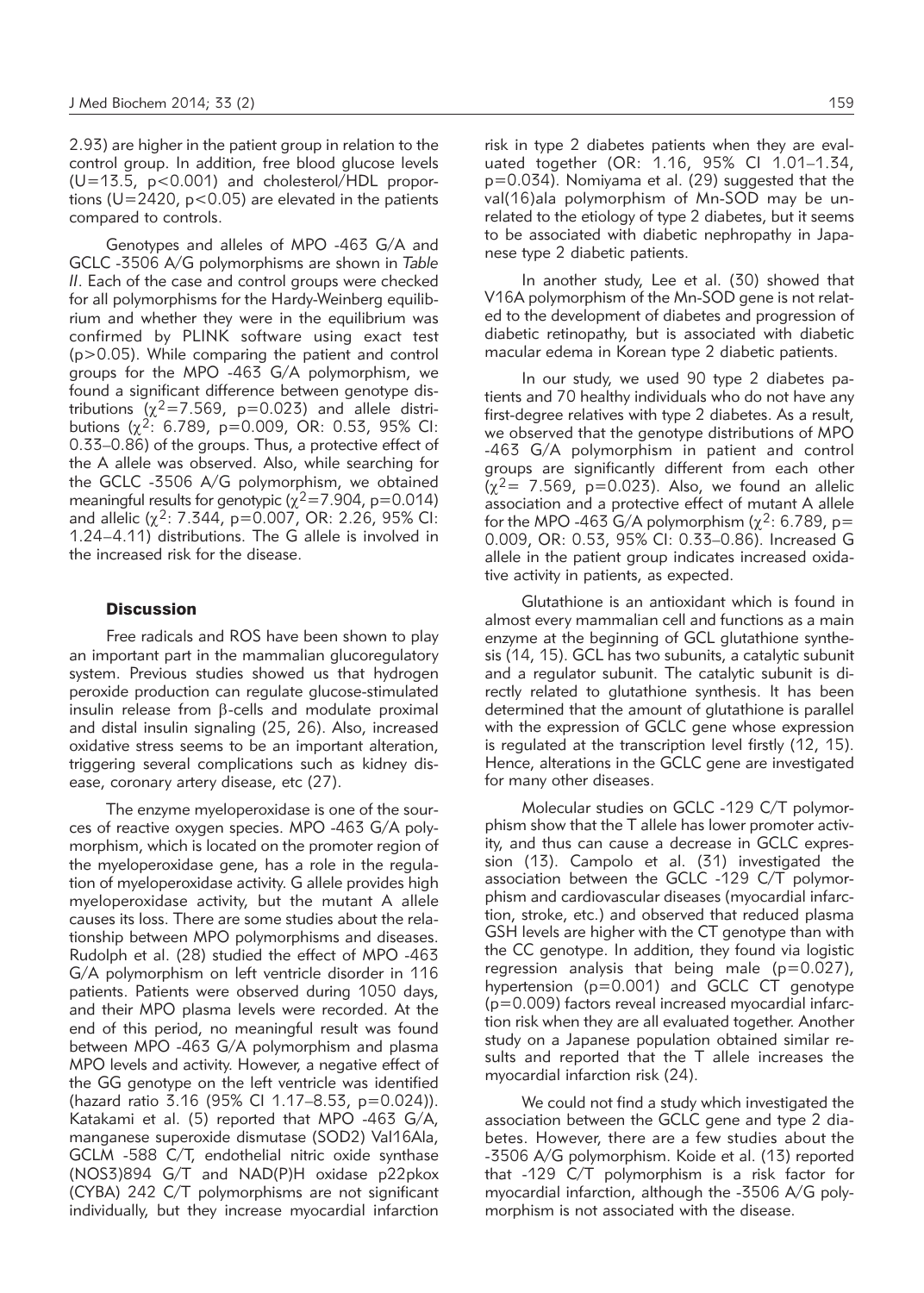2.93) are higher in the patient group in relation to the control group. In addition, free blood glucose levels ($U=13.5$, $p<0.001$) and cholesterol/HDL proportions ($U=2420$, $p<0.05$) are elevated in the patients compared to controls.

Genotypes and alleles of MPO -463 G/A and GCLC -3506 A/G polymorphisms are shown in *Table II*. Each of the case and control groups were checked for all polymorphisms for the Hardy-Weinberg equilibrium and whether they were in the equilibrium was confirmed by PLINK software using exact test ($p>0.05$). While comparing the patient and control groups for the MPO -463 G/A polymorphism, we found a significant difference between genotype distributions ($\chi^2=7.569$, $p=0.023$) and allele distributions ($\chi^2$: 6.789, $p=0.009$, OR: 0.53, 95% CI: 0.33–0.86) of the groups. Thus, a protective effect of the A allele was observed. Also, while searching for the GCLC -3506 A/G polymorphism, we obtained meaningful results for genotypic ($\chi^2=7.904$, $p=0.014$) and allelic ($\chi^2$: 7.344, $p=0.007$, OR: 2.26, 95% CI: 1.24–4.11) distributions. The G allele is involved in the increased risk for the disease.

## Discussion

Free radicals and ROS have been shown to play an important part in the mammalian glucoregulatory system. Previous studies showed us that hydrogen peroxide production can regulate glucose-stimulated insulin release from β-cells and modulate proximal and distal insulin signaling (25, 26). Also, increased oxidative stress seems to be an important alteration, triggering several complications such as kidney disease, coronary artery disease, etc (27).

The enzyme myeloperoxidase is one of the sources of reactive oxygen species. MPO -463 G/A polymorphism, which is located on the promoter region of the myeloperoxidase gene, has a role in the regulation of myeloperoxidase activity. G allele provides high myeloperoxidase activity, but the mutant A allele causes its loss. There are some studies about the relationship between MPO polymorphisms and diseases. Rudolph et al. (28) studied the effect of MPO -463 G/A polymorphism on left ventricle disorder in 116 patients. Patients were observed during 1050 days, and their MPO plasma levels were recorded. At the end of this period, no meaningful result was found between MPO -463 G/A polymorphism and plasma MPO levels and activity. However, a negative effect of the GG genotype on the left ventricle was identified (hazard ratio 3.16 (95% CI 1.17–8.53, $p=0.024$)). Katakami et al. (5) reported that MPO -463 G/A, manganese superoxide dismutase (SOD2) Val16Ala, GCLM -588 C/T, endothelial nitric oxide synthase (NOS3)894 G/T and NAD(P)H oxidase p22pkox (CYBA) 242 C/T polymorphisms are not significant individually, but they increase myocardial infarction risk in type 2 diabetes patients when they are evaluated together (OR: 1.16, 95% CI 1.01–1.34, $p=0.034$). Nomiyama et al. (29) suggested that the val(16)ala polymorphism of Mn-SOD may be unrelated to the etiology of type 2 diabetes, but it seems to be associated with diabetic nephropathy in Japanese type 2 diabetic patients.

In another study, Lee et al. (30) showed that V16A polymorphism of the Mn-SOD gene is not related to the development of diabetes and progression of diabetic retinopathy, but is associated with diabetic macular edema in Korean type 2 diabetic patients.

In our study, we used 90 type 2 diabetes patients and 70 healthy individuals who do not have any first-degree relatives with type 2 diabetes. As a result, we observed that the genotype distributions of MPO -463 G/A polymorphism in patient and control groups are significantly different from each other ($\chi^2= 7.569$, $p=0.023$). Also, we found an allelic association and a protective effect of mutant A allele for the MPO -463 G/A polymorphism ($\chi^2$: 6.789, $p=0.009$, OR: 0.53, 95% CI: 0.33–0.86). Increased G allele in the patient group indicates increased oxidative activity in patients, as expected.

Glutathione is an antioxidant which is found in almost every mammalian cell and functions as a main enzyme at the beginning of GCL glutathione synthesis (14, 15). GCL has two subunits, a catalytic subunit and a regulator subunit. The catalytic subunit is directly related to glutathione synthesis. It has been determined that the amount of glutathione is parallel with the expression of GCLC gene whose expression is regulated at the transcription level firstly (12, 15). Hence, alterations in the GCLC gene are investigated for many other diseases.

Molecular studies on GCLC -129 C/T polymorphism show that the T allele has lower promoter activity, and thus can cause a decrease in GCLC expression (13). Campolo et al. (31) investigated the association between the GCLC -129 C/T polymorphism and cardiovascular diseases (myocardial infarction, stroke, etc.) and observed that reduced plasma GSH levels are higher with the CT genotype than with the CC genotype. In addition, they found via logistic regression analysis that being male ($p=0.027$), hypertension ($p=0.001$) and GCLC CT genotype ($p=0.009$) factors reveal increased myocardial infarction risk when they are all evaluated together. Another study on a Japanese population obtained similar results and reported that the T allele increases the myocardial infarction risk (24).

We could not find a study which investigated the association between the GCLC gene and type 2 diabetes. However, there are a few studies about the -3506 A/G polymorphism. Koide et al. (13) reported that -129 C/T polymorphism is a risk factor for myocardial infarction, although the -3506 A/G polymorphism is not associated with the disease.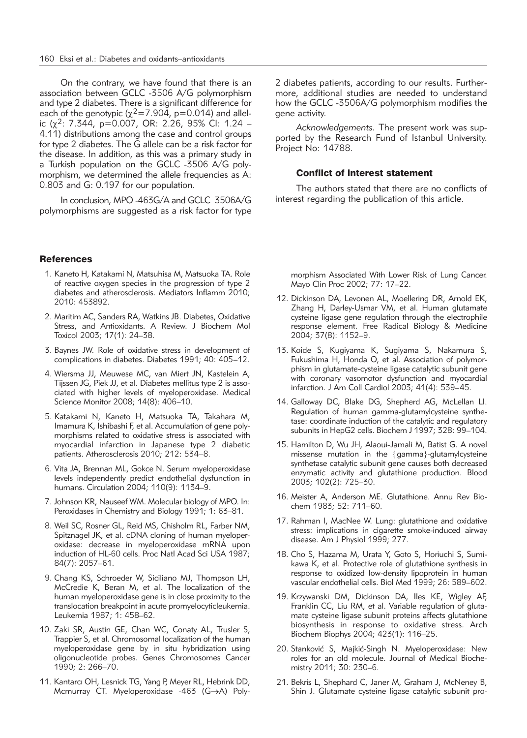On the contrary, we have found that there is an association between GCLC -3506 A/G polymorphism and type 2 diabetes. There is a significant difference for each of the genotypic ($\chi^2$=7.904, p=0.014) and allelic ($\chi^2$: 7.344, p=0.007, OR: 2.26, 95% CI: 1.24 – 4.11) distributions among the case and control groups for type 2 diabetes. The G allele can be a risk factor for the disease. In addition, as this was a primary study in a Turkish population on the GCLC -3506 A/G polymorphism, we determined the allele frequencies as A: 0.803 and G: 0.197 for our population.

In conclusion, MPO -463G/A and GCLC 3506A/G polymorphisms are suggested as a risk factor for type 2 diabetes patients, according to our results. Furthermore, additional studies are needed to understand how the GCLC -3506A/G polymorphism modifies the gene activity.

*Acknowledgements*. The present work was supported by the Research Fund of Istanbul University. Project No: 14788.

### Conflict of interest statement

The authors stated that there are no conflicts of interest regarding the publication of this article.

## References

1. Kaneto H, Katakami N, Matsuhisa M, Matsuoka TA. Role of reactive oxygen species in the progression of type 2 diabetes and atherosclerosis. Mediators Inflamm 2010; 2010: 453892.
2. Maritim AC, Sanders RA, Watkins JB. Diabetes, Oxidative Stress, and Antioxidants. A Review. J Biochem Mol Toxicol 2003; 17(1): 24–38.
3. Baynes JW. Role of oxidative stress in development of complications in diabetes. Diabetes 1991; 40: 405–12.
4. Wiersma JJ, Meuwese MC, van Miert JN, Kastelein A, Tijssen JG, Piek JJ, et al. Diabetes mellitus type 2 is associated with higher levels of myeloperoxidase. Medical Science Monitor 2008; 14(8): 406–10.
5. Katakami N, Kaneto H, Matsuoka TA, Takahara M, Imamura K, Ishibashi F, et al. Accumulation of gene polymorphisms related to oxidative stress is associated with myocardial infarction in Japanese type 2 diabetic patients. Atherosclerosis 2010; 212: 534–8.
6. Vita JA, Brennan ML, Gokce N. Serum myeloperoxidase levels independently predict endothelial dysfunction in humans. Circulation 2004; 110(9): 1134–9.
7. Johnson KR, Nauseef WM. Molecular biology of MPO. In: Peroxidases in Chemistry and Biology 1991; 1: 63–81.
8. Weil SC, Rosner GL, Reid MS, Chisholm RL, Farber NM, Spitznagel JK, et al. cDNA cloning of human myeloperoxidase: decrease in myeloperoxidase mRNA upon induction of HL-60 cells. Proc Natl Acad Sci USA 1987; 84(7): 2057–61.
9. Chang KS, Schroeder W, Siciliano MJ, Thompson LH, McCredie K, Beran M, et al. The localization of the human myeloperoxidase gene is in close proximity to the translocation breakpoint in acute promyelocyticleukemia. Leukemia 1987; 1: 458–62.
10. Zaki SR, Austin GE, Chan WC, Conaty AL, Trusler S, Trappier S, et al. Chromosomal localization of the human myeloperoxidase gene by in situ hybridization using oligonucleotide probes. Genes Chromosomes Cancer 1990; 2: 266–70.
11. Kantarcı OH, Lesnick TG, Yang P, Meyer RL, Hebrink DD, Mcmurray CT. Myeloperoxidase -463 (G→A) Polymorphism Associated With Lower Risk of Lung Cancer. Mayo Clin Proc 2002; 77: 17–22.
12. Dickinson DA, Levonen AL, Moellering DR, Arnold EK, Zhang H, Darley-Usmar VM, et al. Human glutamate cysteine ligase gene regulation through the electrophile response element. Free Radical Biology & Medicine 2004; 37(8): 1152–9.
13. Koide S, Kugiyama K, Sugiyama S, Nakamura S, Fukushima H, Honda O, et al. Association of polymorphism in glutamate-cysteine ligase catalytic subunit gene with coronary vasomotor dysfunction and myocardial infarction. J Am Coll Cardiol 2003; 41(4): 539–45.
14. Galloway DC, Blake DG, Shepherd AG, McLellan LI. Regulation of human gamma-glutamylcysteine synthetase: coordinate induction of the catalytic and regulatory subunits in HepG2 cells. Biochem J 1997; 328: 99–104.
15. Hamilton D, Wu JH, Alaoui-Jamali M, Batist G. A novel missense mutation in the {gamma}-glutamylcysteine synthetase catalytic subunit gene causes both decreased enzymatic activity and glutathione production. Blood 2003; 102(2): 725–30.
16. Meister A, Anderson ME. Glutathione. Annu Rev Biochem 1983; 52: 711–60.
17. Rahman I, MacNee W. Lung: glutathione and oxidative stress: implications in cigarette smoke-induced airway disease. Am J Physiol 1999; 277.
18. Cho S, Hazama M, Urata Y, Goto S, Horiuchi S, Sumikawa K, et al. Protective role of glutathione synthesis in response to oxidized low-density lipoprotein in human vascular endothelial cells. Biol Med 1999; 26: 589–602.
19. Krzywanski DM, Dickinson DA, Iles KE, Wigley AF, Franklin CC, Liu RM, et al. Variable regulation of glutamate cysteine ligase subunit proteins affects glutathione biosynthesis in response to oxidative stress. Arch Biochem Biophys 2004; 423(1): 116–25.
20. Stanković S, Majkić-Singh N. Myeloperoxidase: New roles for an old molecule. Journal of Medical Biochemistry 2011; 30: 230–6.
21. Bekris L, Shephard C, Janer M, Graham J, McNeney B, Shin J. Glutamate cysteine ligase catalytic subunit pro-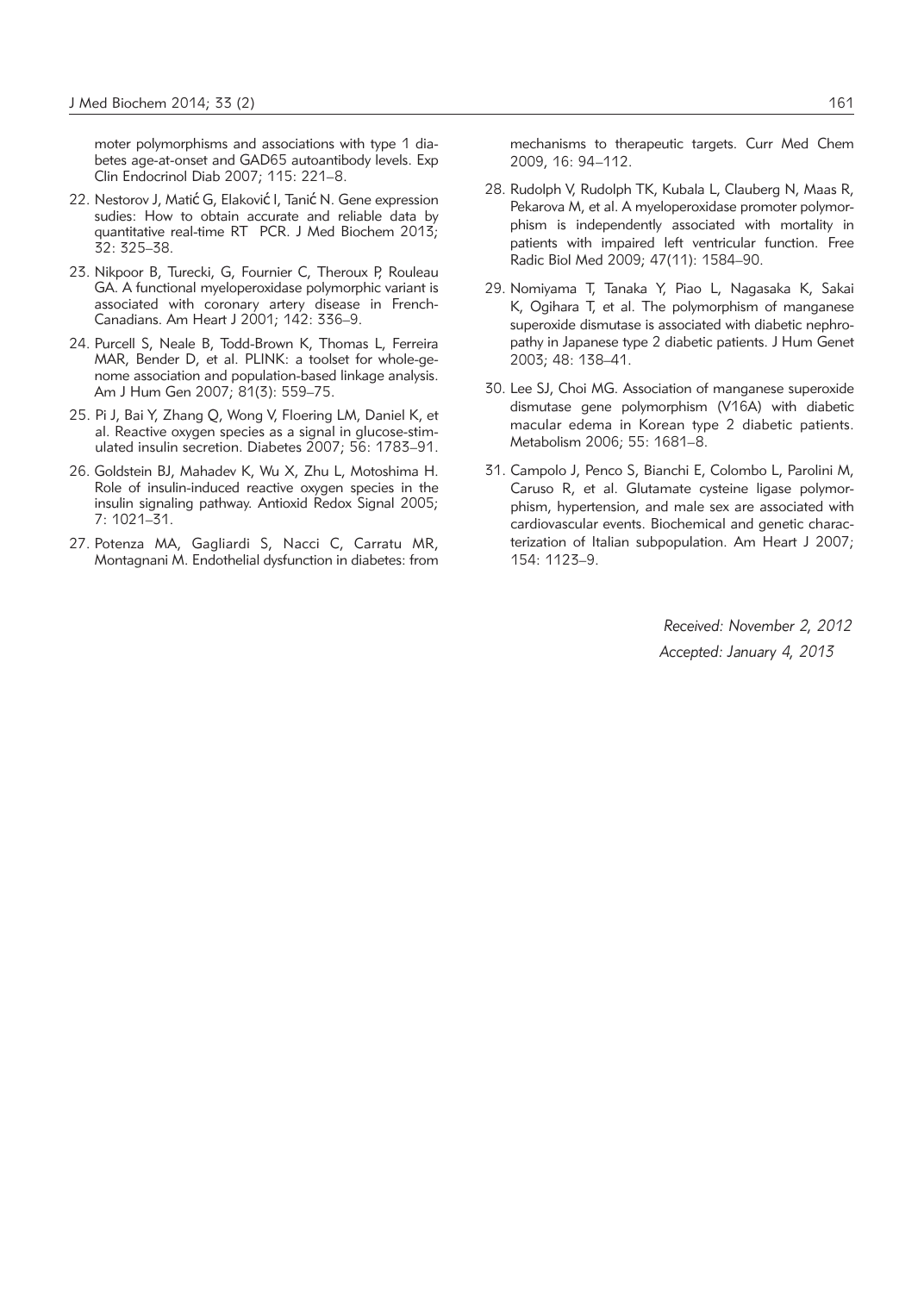moter polymorphisms and associations with type 1 diabetes age-at-onset and GAD65 autoantibody levels. Exp Clin Endocrinol Diab 2007; 115: 221–8.

22. Nestorov J, Matić G, Elaković I, Tanić N. Gene expression sudies: How to obtain accurate and reliable data by quantitative real-time RT PCR. J Med Biochem 2013; 32: 325–38.

23. Nikpoor B, Turecki, G, Fournier C, Theroux P, Rouleau GA. A functional myeloperoxidase polymorphic variant is associated with coronary artery disease in French-Canadians. Am Heart J 2001; 142: 336–9.

24. Purcell S, Neale B, Todd-Brown K, Thomas L, Ferreira MAR, Bender D, et al. PLINK: a toolset for whole-genome association and population-based linkage analysis. Am J Hum Gen 2007; 81(3): 559–75.

25. Pi J, Bai Y, Zhang Q, Wong V, Floering LM, Daniel K, et al. Reactive oxygen species as a signal in glucose-stimulated insulin secretion. Diabetes 2007; 56: 1783–91.

26. Goldstein BJ, Mahadev K, Wu X, Zhu L, Motoshima H. Role of insulin-induced reactive oxygen species in the insulin signaling pathway. Antioxid Redox Signal 2005; 7: 1021–31.

27. Potenza MA, Gagliardi S, Nacci C, Carratu MR, Montagnani M. Endothelial dysfunction in diabetes: from mechanisms to therapeutic targets. Curr Med Chem 2009, 16: 94–112.

28. Rudolph V, Rudolph TK, Kubala L, Clauberg N, Maas R, Pekarova M, et al. A myeloperoxidase promoter polymorphism is independently associated with mortality in patients with impaired left ventricular function. Free Radic Biol Med 2009; 47(11): 1584–90.

29. Nomiyama T, Tanaka Y, Piao L, Nagasaka K, Sakai K, Ogihara T, et al. The polymorphism of manganese superoxide dismutase is associated with diabetic nephropathy in Japanese type 2 diabetic patients. J Hum Genet 2003; 48: 138–41.

30. Lee SJ, Choi MG. Association of manganese superoxide dismutase gene polymorphism (V16A) with diabetic macular edema in Korean type 2 diabetic patients. Metabolism 2006; 55: 1681–8.

31. Campolo J, Penco S, Bianchi E, Colombo L, Parolini M, Caruso R, et al. Glutamate cysteine ligase polymorphism, hypertension, and male sex are associated with cardiovascular events. Biochemical and genetic characterization of Italian subpopulation. Am Heart J 2007; 154: 1123–9.

*Received: November 2, 2012*
*Accepted: January 4, 2013*